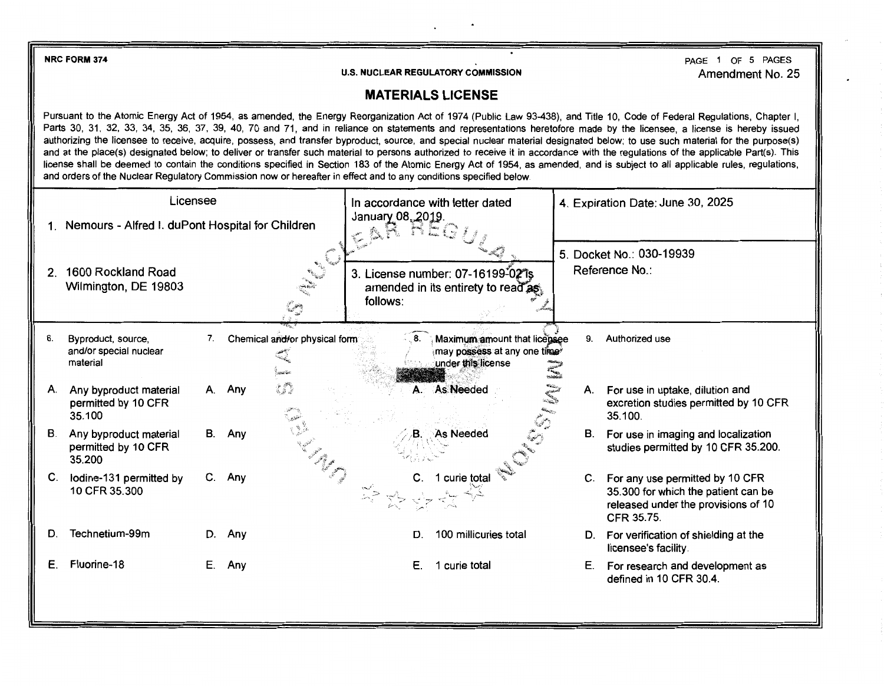NRC FORM 374

U.S. NUCLEAR REGULATORY COMMISSION

Amendment No. 25

# MATERIALS LICENSE

Pursuant to the Atomic Energy Act of 1954, as amended, the Energy Reorganization Act of 1974 (Public Law 93-438), and Title 10, Code of Federal Regulations, Chapter I, Parts 30, 31, 32, 33, 34, 35, 36, 37, 39, 40, 70 and 71, and in reliance on statements and representations heretofore made by the licensee, a license is hereby issued authorizing the licensee to receive, acquire, possess, and transfer byproduct, source, and special nuclear material designated below; to use such material for the purpose(s) and at the place(s) designated below; to deliver or transfer such material to persons authorized to receive it in accordance with the regulations of the applicable Part(s). This license shall be deemed to contain the conditions specified in Section 183 of the Atomic Energy Act of 1954, as amended, and is subject to all applicable rules, regulations, and orders of the Nuclear Regulatory Commission now or hereafter in effect and to any conditions specified below.

| Licensee | In accordance with letter dated January 08, 2019. | 4. Expiration Date: June 30, 2025 |
|---|---|---|
| 1. Nemours - Alfred I. duPont Hospital for Children | | |
| 2. 1600 Rockland Road Wilmington, DE 19803 | 3. License number: 07-16199-02 is amended in its entirety to read as follows: | 5. Docket No.: 030-19939 Reference No.: |

| 6. Byproduct, source, and/or special nuclear material | 7. Chemical and/or physical form | 8. Maximum amount that licensee may possess at any one time under this license | 9. Authorized use |
|---|---|---|---|
| A. Any byproduct material permitted by 10 CFR 35.100 | A. Any | A. As Needed | A. For use in uptake, dilution and excretion studies permitted by 10 CFR 35.100. |
| B. Any byproduct material permitted by 10 CFR 35.200 | B. Any | B. As Needed | B. For use in imaging and localization studies permitted by 10 CFR 35.200. |
| C. Iodine-131 permitted by 10 CFR 35.300 | C. Any | C. 1 curie total | C. For any use permitted by 10 CFR 35.300 for which the patient can be released under the provisions of 10 CFR 35.75. |
| D. Technetium-99m | D. Any | D. 100 millicuries total | D. For verification of shielding at the licensee's facility. |
| E. Fluorine-18 | E. Any | E. 1 curie total | E. For research and development as defined in 10 CFR 30.4. |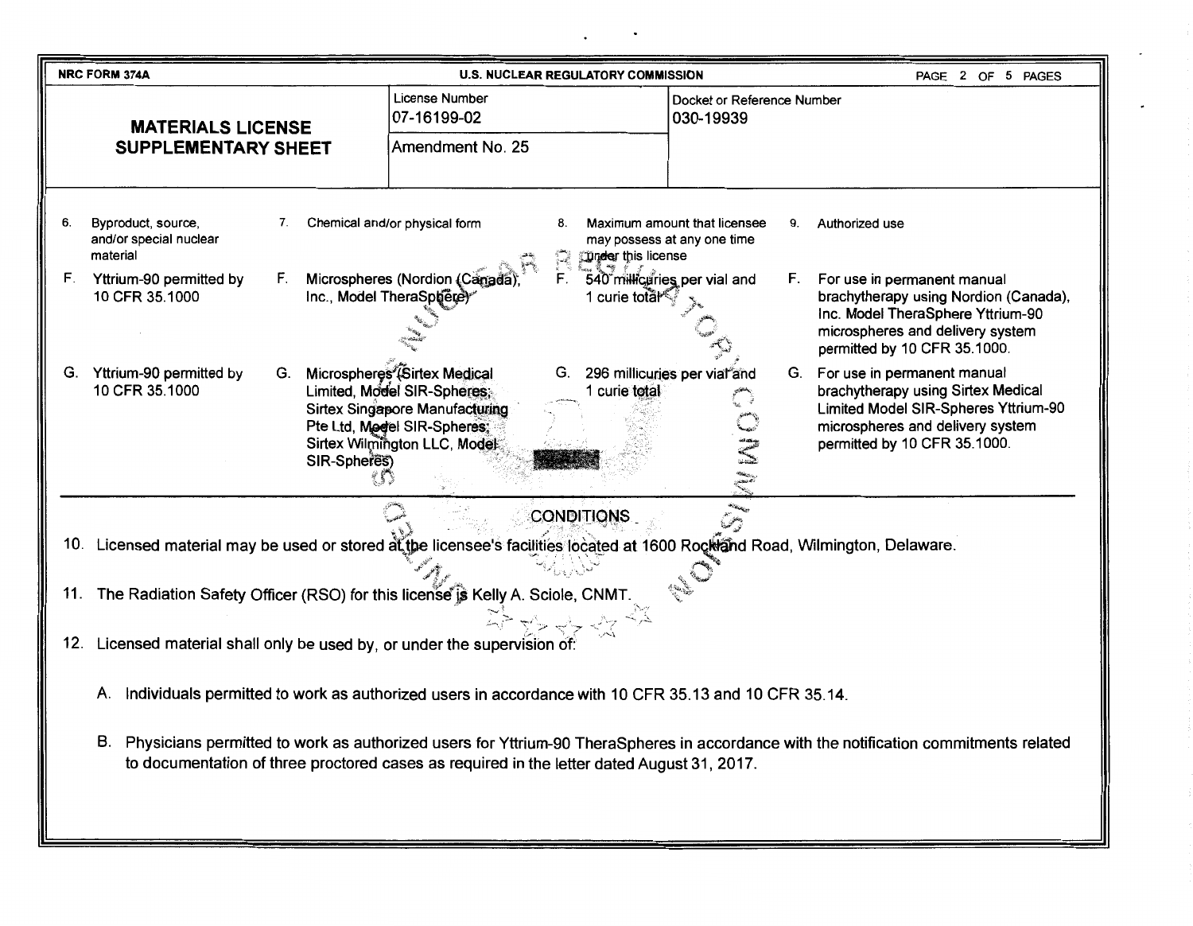NRC FORM 374A — U.S. NUCLEAR REGULATORY COMMISSION

# MATERIALS LICENSE SUPPLEMENTARY SHEET

| License Number | Docket or Reference Number |
|---|---|
| 07-16199-02 | 030-19939 |
| Amendment No. 25 | |

| 6. Byproduct, source, and/or special nuclear material | 7. Chemical and/or physical form | 8. Maximum amount that licensee may possess at any one time under this license | 9. Authorized use |
|---|---|---|---|
| F. Yttrium-90 permitted by 10 CFR 35.1000 | F. Microspheres (Nordion (Canada), Inc., Model TheraSphere) | F. 540 millicuries per vial and 1 curie total | F. For use in permanent manual brachytherapy using Nordion (Canada), Inc. Model TheraSphere Yttrium-90 microspheres and delivery system permitted by 10 CFR 35.1000. |
| G. Yttrium-90 permitted by 10 CFR 35.1000 | G. Microspheres (Sirtex Medical Limited, Model SIR-Spheres; Sirtex Singapore Manufacturing Pte Ltd, Model SIR-Spheres; Sirtex Wilmington LLC, Model SIR-Spheres) | G. 296 millicuries per vial and 1 curie total | G. For use in permanent manual brachytherapy using Sirtex Medical Limited Model SIR-Spheres Yttrium-90 microspheres and delivery system permitted by 10 CFR 35.1000. |

## CONDITIONS

10. Licensed material may be used or stored at the licensee's facilities located at 1600 Rockland Road, Wilmington, Delaware.

11. The Radiation Safety Officer (RSO) for this license is Kelly A. Sciole, CNMT.

12. Licensed material shall only be used by, or under the supervision of:

    A. Individuals permitted to work as authorized users in accordance with 10 CFR 35.13 and 10 CFR 35.14.

    B. Physicians permitted to work as authorized users for Yttrium-90 TheraSpheres in accordance with the notification commitments related to documentation of three proctored cases as required in the letter dated August 31, 2017.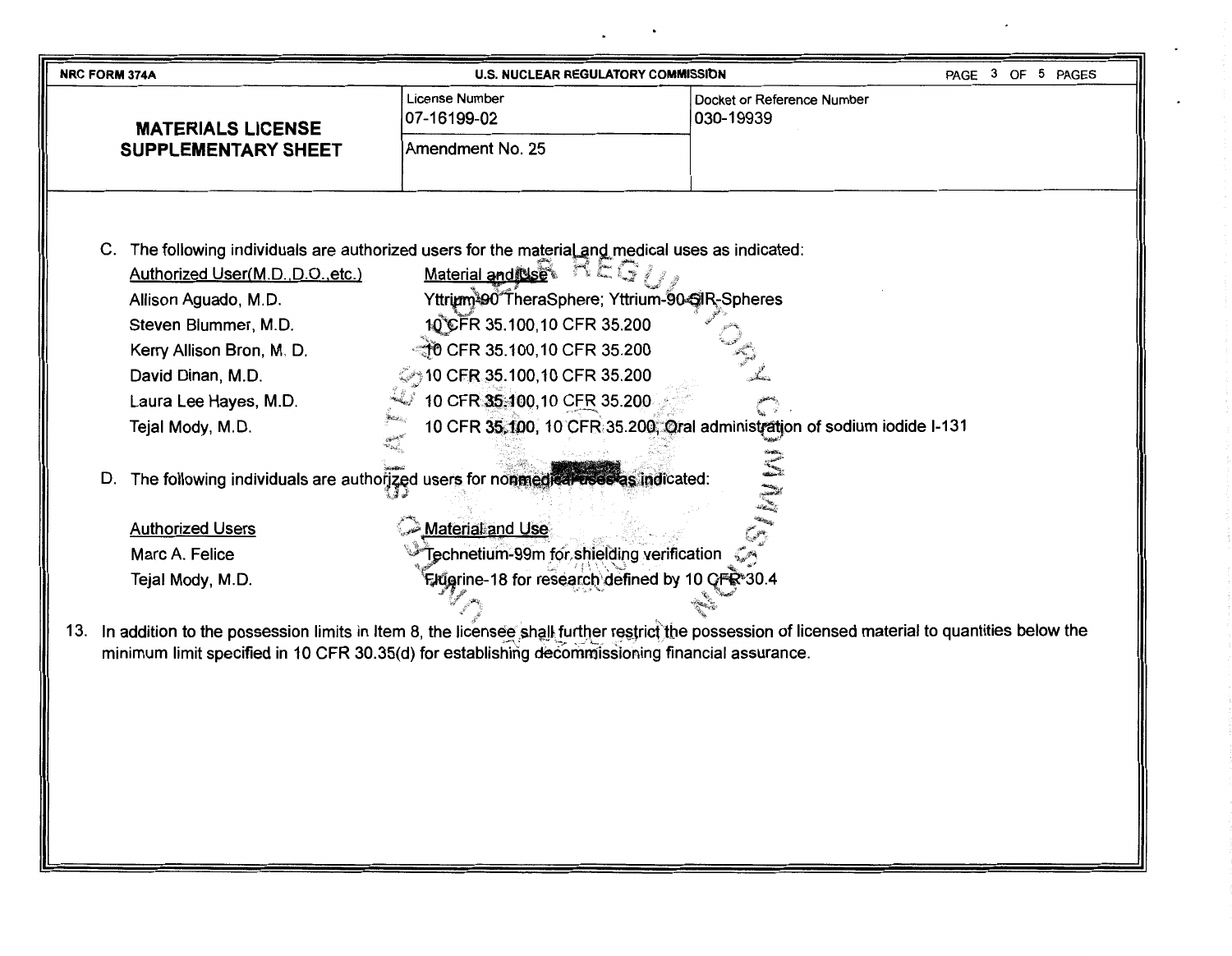| NRC FORM 374A | U.S. NUCLEAR REGULATORY COMMISSION | |
|---|---|---|
| **MATERIALS LICENSE SUPPLEMENTARY SHEET** | License Number 07-16199-02 | Docket or Reference Number 030-19939 |
| | Amendment No. 25 | |

C. The following individuals are authorized users for the material and medical uses as indicated:

| Authorized User(M.D.,D.O.,etc.) | Material and Use |
|---|---|
| Allison Aguado, M.D. | Yttrium-90 TheraSphere; Yttrium-90 SIR-Spheres |
| Steven Blummer, M.D. | 10 CFR 35.100,10 CFR 35.200 |
| Kerry Allison Bron, M. D. | 10 CFR 35.100,10 CFR 35.200 |
| David Dinan, M.D. | 10 CFR 35.100,10 CFR 35.200 |
| Laura Lee Hayes, M.D. | 10 CFR 35.100,10 CFR 35.200 |
| Tejal Mody, M.D. | 10 CFR 35.100, 10 CFR 35.200, Oral administration of sodium iodide I-131 |

D. The following individuals are authorized users for nonmedical uses as indicated:

| Authorized Users | Material and Use |
|---|---|
| Marc A. Felice | Technetium-99m for shielding verification |
| Tejal Mody, M.D. | Fluorine-18 for research defined by 10 CFR 30.4 |

13. In addition to the possession limits in Item 8, the licensee shall further restrict the possession of licensed material to quantities below the minimum limit specified in 10 CFR 30.35(d) for establishing decommissioning financial assurance.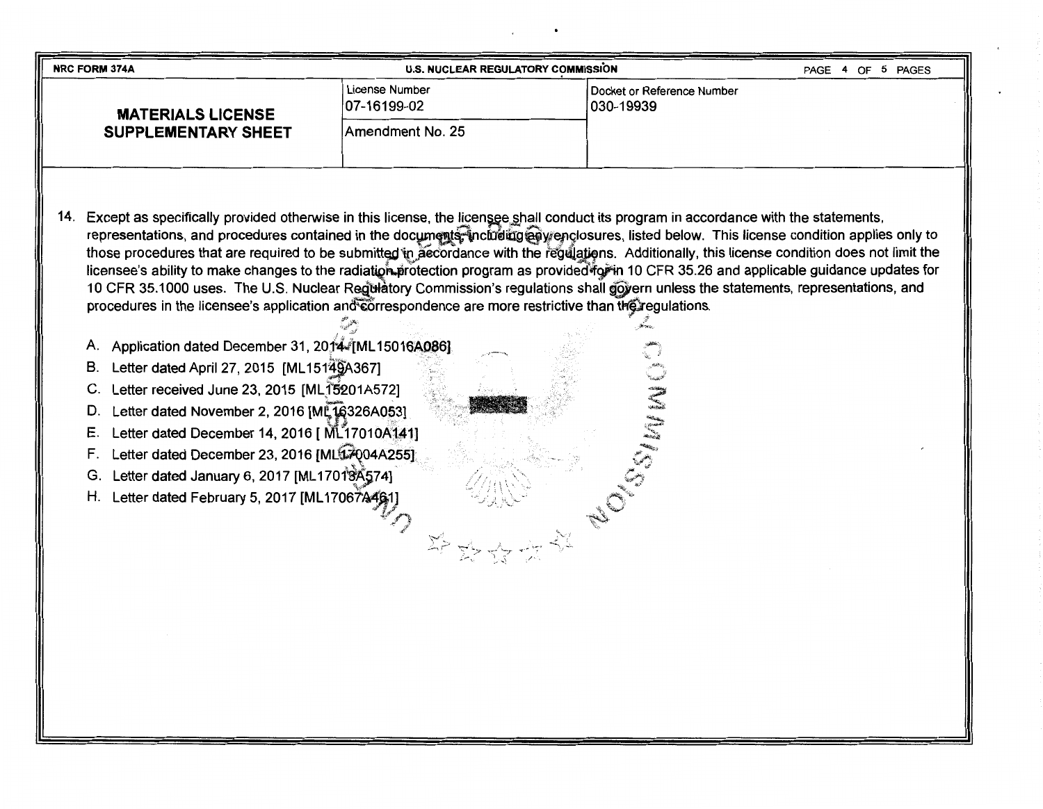| NRC FORM 374A | U.S. NUCLEAR REGULATORY COMMISSION | |
|---|---|---|
| **MATERIALS LICENSE SUPPLEMENTARY SHEET** | License Number 07-16199-02 | Docket or Reference Number 030-19939 |
| | Amendment No. 25 | |

14. Except as specifically provided otherwise in this license, the licensee shall conduct its program in accordance with the statements, representations, and procedures contained in the documents, including any enclosures, listed below. This license condition applies only to those procedures that are required to be submitted in accordance with the regulations. Additionally, this license condition does not limit the licensee's ability to make changes to the radiation protection program as provided for in 10 CFR 35.26 and applicable guidance updates for 10 CFR 35.1000 uses. The U.S. Nuclear Regulatory Commission's regulations shall govern unless the statements, representations, and procedures in the licensee's application and correspondence are more restrictive than the regulations.

    A. Application dated December 31, 2014 [ML15016A086]
    B. Letter dated April 27, 2015 [ML15149A367]
    C. Letter received June 23, 2015 [ML15201A572]
    D. Letter dated November 2, 2016 [ML16326A053]
    E. Letter dated December 14, 2016 [ ML17010A141]
    F. Letter dated December 23, 2016 [ML17004A255]
    G. Letter dated January 6, 2017 [ML17013A574]
    H. Letter dated February 5, 2017 [ML17067A461]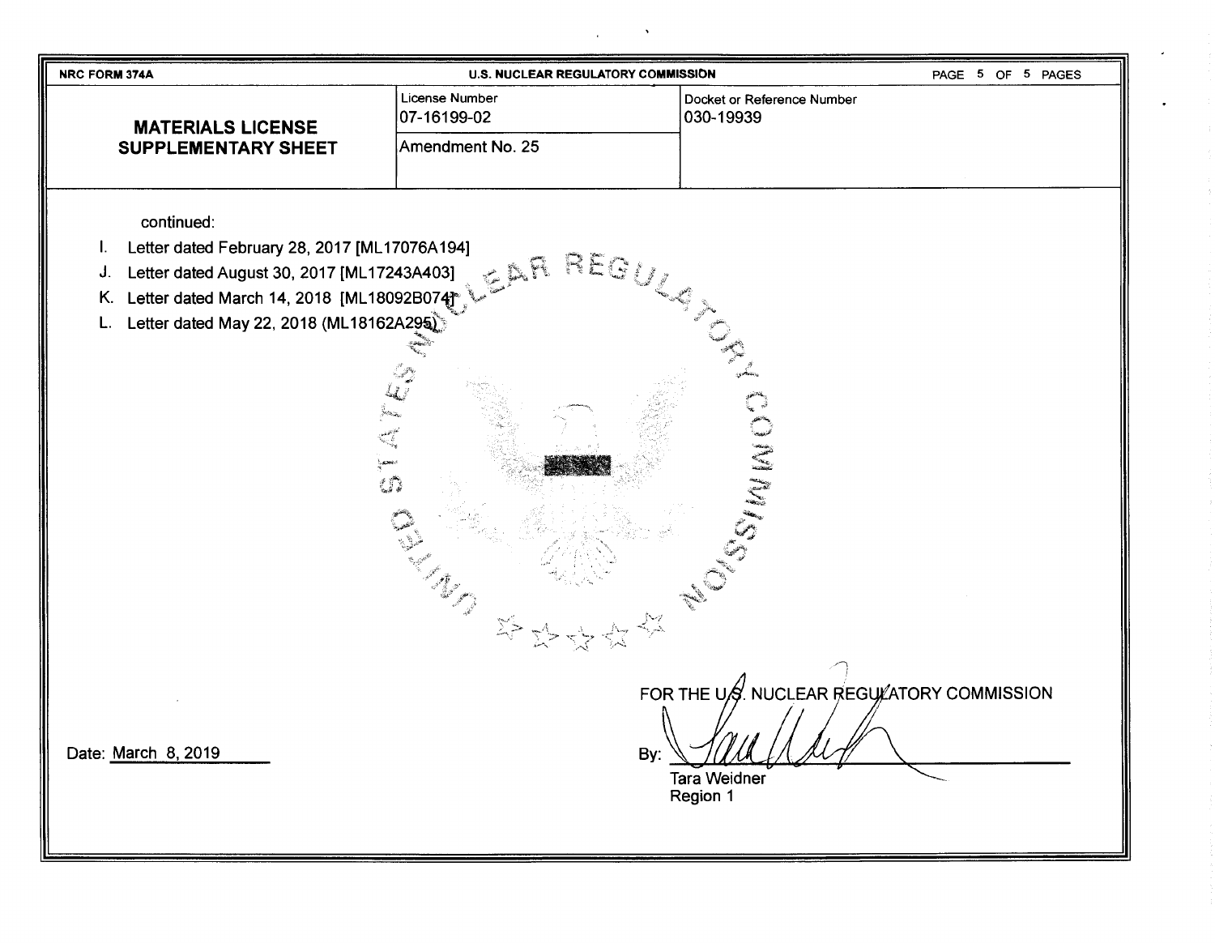| NRC FORM 374A | U.S. NUCLEAR REGULATORY COMMISSION | |
|---|---|---|
| **MATERIALS LICENSE SUPPLEMENTARY SHEET** | License Number<br>07-16199-02 | Docket or Reference Number<br>030-19939 |
| | Amendment No. 25 | |

continued:

I. Letter dated February 28, 2017 [ML17076A194]
J. Letter dated August 30, 2017 [ML17243A403]
K. Letter dated March 14, 2018 [ML18092B074]
L. Letter dated May 22, 2018 (ML18162A295)

FOR THE U.S. NUCLEAR REGULATORY COMMISSION

Date: March 8, 2019

By: Tara Weidner
Region 1